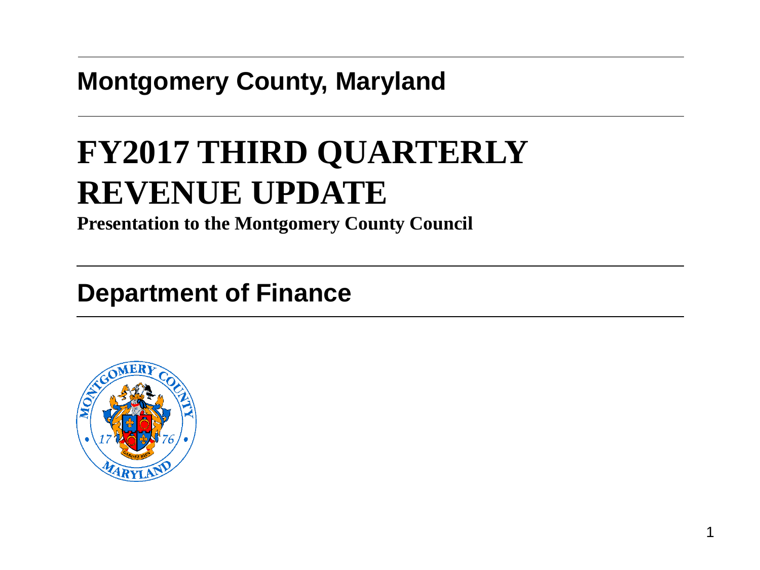**Montgomery County, Maryland**

# FY2017 THIRD QUARTERLY REVENUE UPDATE

**Presentation to the Montgomery County Council**

## Department of Finance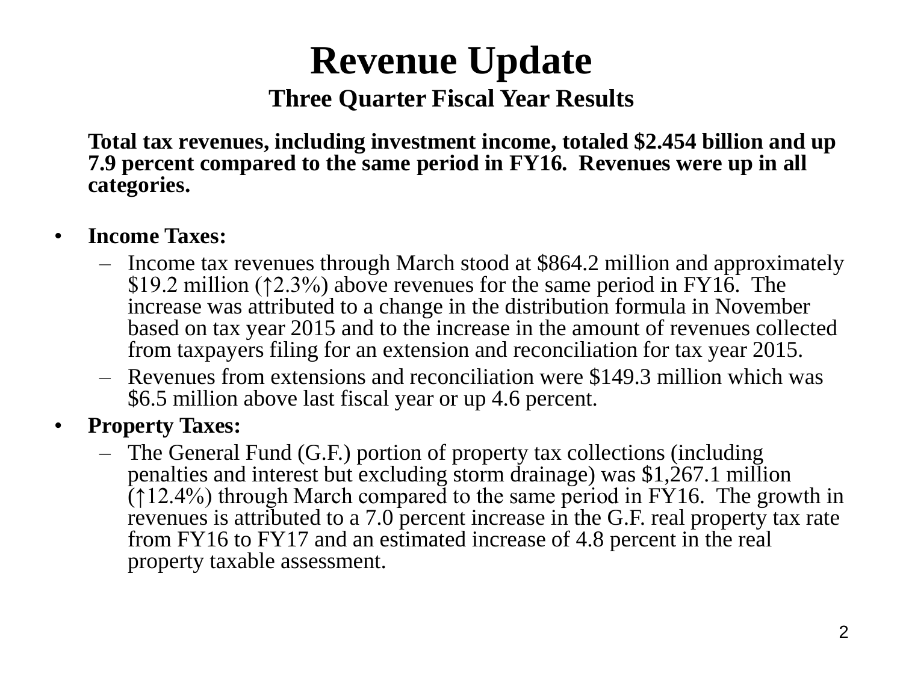# Revenue Update

### Three Quarter Fiscal Year Results

**Total tax revenues, including investment income, totaled $2.454 billion and up 7.9 percent compared to the same period in FY16. Revenues were up in all categories.**

- **Income Taxes:**
  - Income tax revenues through March stood at $864.2 million and approximately $19.2 million (↑2.3%) above revenues for the same period in FY16. The increase was attributed to a change in the distribution formula in November based on tax year 2015 and to the increase in the amount of revenues collected from taxpayers filing for an extension and reconciliation for tax year 2015.
  - Revenues from extensions and reconciliation were $149.3 million which was $6.5 million above last fiscal year or up 4.6 percent.
- **Property Taxes:**
  - The General Fund (G.F.) portion of property tax collections (including penalties and interest but excluding storm drainage) was $1,267.1 million (↑12.4%) through March compared to the same period in FY16. The growth in revenues is attributed to a 7.0 percent increase in the G.F. real property tax rate from FY16 to FY17 and an estimated increase of 4.8 percent in the real property taxable assessment.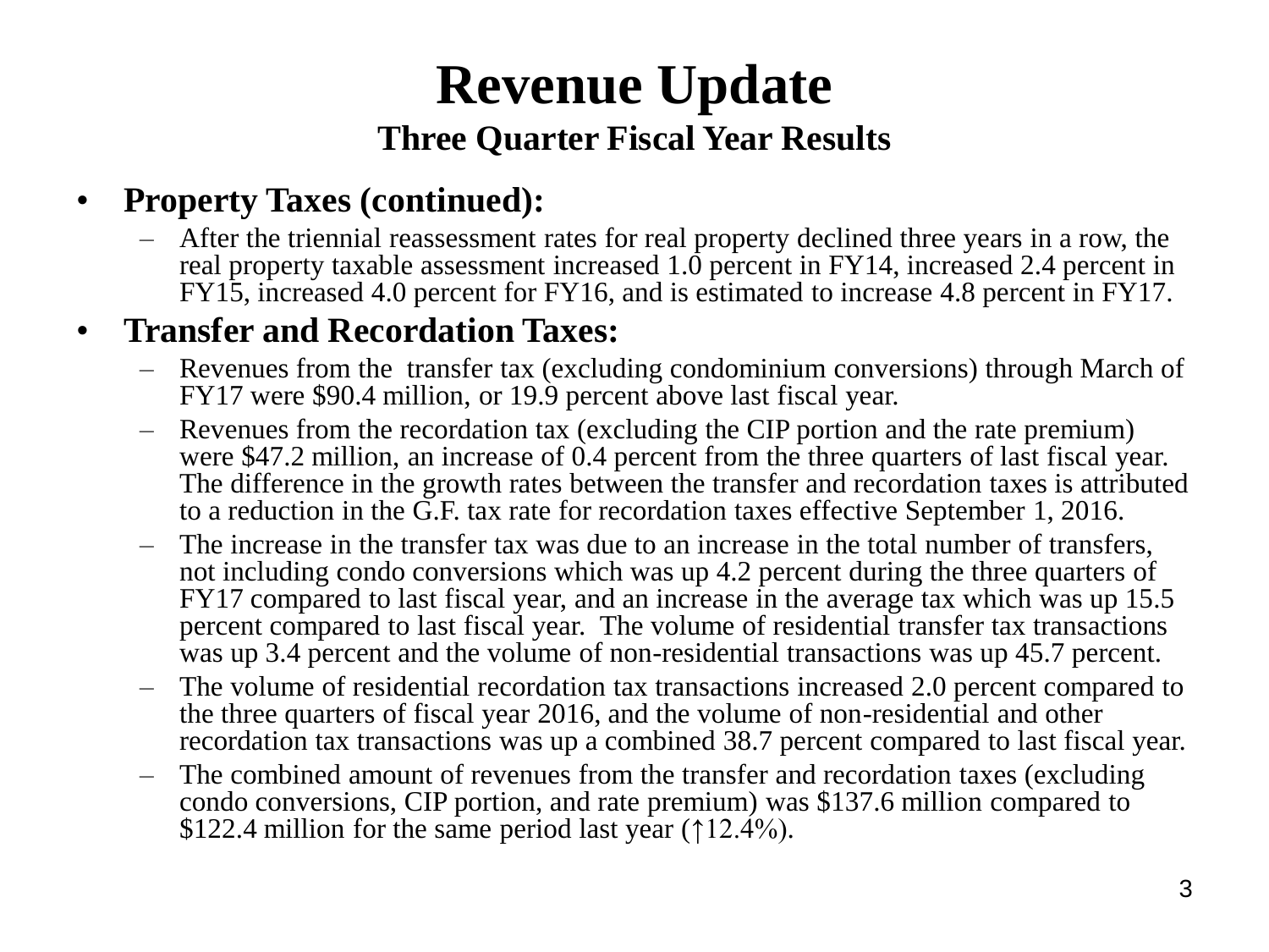# Revenue Update

## Three Quarter Fiscal Year Results

- **Property Taxes (continued):**
  - After the triennial reassessment rates for real property declined three years in a row, the real property taxable assessment increased 1.0 percent in FY14, increased 2.4 percent in FY15, increased 4.0 percent for FY16, and is estimated to increase 4.8 percent in FY17.
- **Transfer and Recordation Taxes:**
  - Revenues from the transfer tax (excluding condominium conversions) through March of FY17 were $90.4 million, or 19.9 percent above last fiscal year.
  - Revenues from the recordation tax (excluding the CIP portion and the rate premium) were $47.2 million, an increase of 0.4 percent from the three quarters of last fiscal year. The difference in the growth rates between the transfer and recordation taxes is attributed to a reduction in the G.F. tax rate for recordation taxes effective September 1, 2016.
  - The increase in the transfer tax was due to an increase in the total number of transfers, not including condo conversions which was up 4.2 percent during the three quarters of FY17 compared to last fiscal year, and an increase in the average tax which was up 15.5 percent compared to last fiscal year. The volume of residential transfer tax transactions was up 3.4 percent and the volume of non-residential transactions was up 45.7 percent.
  - The volume of residential recordation tax transactions increased 2.0 percent compared to the three quarters of fiscal year 2016, and the volume of non-residential and other recordation tax transactions was up a combined 38.7 percent compared to last fiscal year.
  - The combined amount of revenues from the transfer and recordation taxes (excluding condo conversions, CIP portion, and rate premium) was $137.6 million compared to $122.4 million for the same period last year (↑12.4%).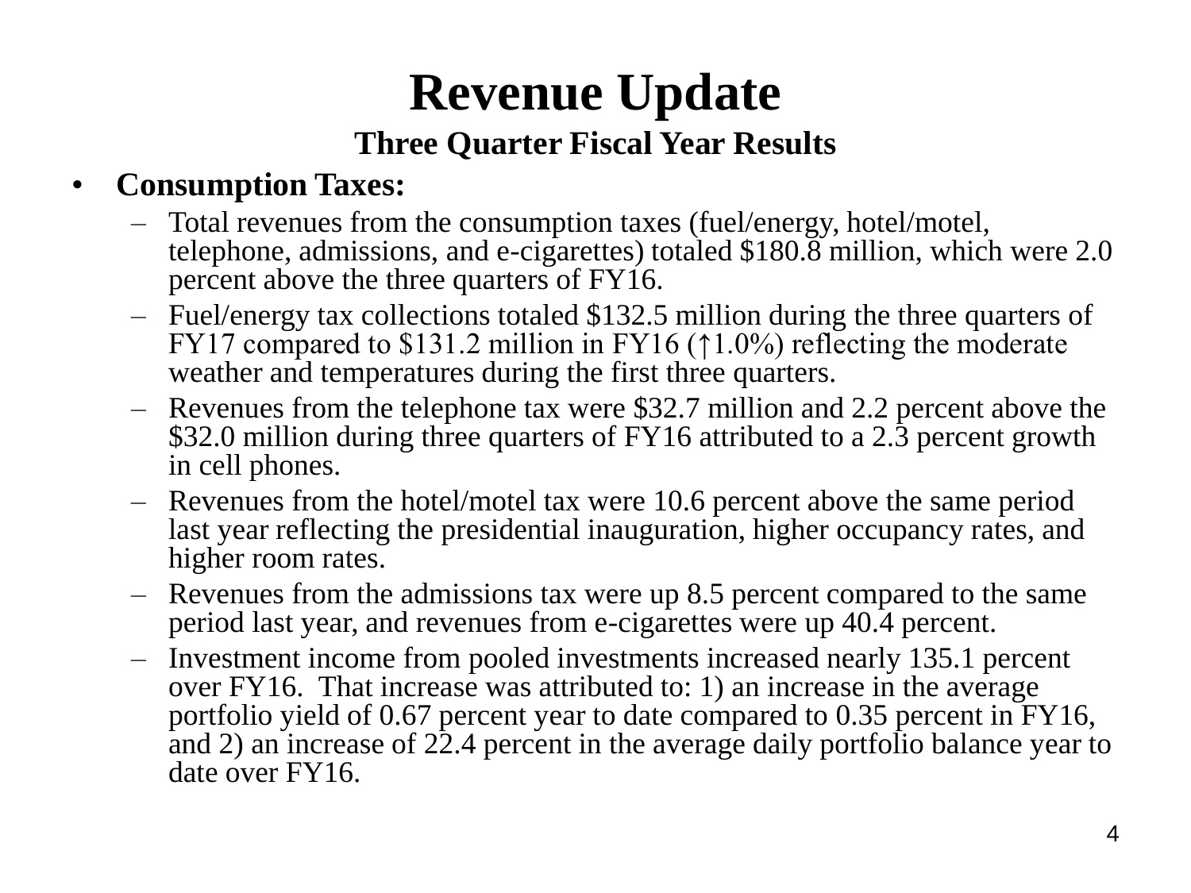# Revenue Update

### Three Quarter Fiscal Year Results

- **Consumption Taxes:**
  - Total revenues from the consumption taxes (fuel/energy, hotel/motel, telephone, admissions, and e-cigarettes) totaled $180.8 million, which were 2.0 percent above the three quarters of FY16.
  - Fuel/energy tax collections totaled $132.5 million during the three quarters of FY17 compared to $131.2 million in FY16 (↑1.0%) reflecting the moderate weather and temperatures during the first three quarters.
  - Revenues from the telephone tax were $32.7 million and 2.2 percent above the $32.0 million during three quarters of FY16 attributed to a 2.3 percent growth in cell phones.
  - Revenues from the hotel/motel tax were 10.6 percent above the same period last year reflecting the presidential inauguration, higher occupancy rates, and higher room rates.
  - Revenues from the admissions tax were up 8.5 percent compared to the same period last year, and revenues from e-cigarettes were up 40.4 percent.
  - Investment income from pooled investments increased nearly 135.1 percent over FY16. That increase was attributed to: 1) an increase in the average portfolio yield of 0.67 percent year to date compared to 0.35 percent in FY16, and 2) an increase of 22.4 percent in the average daily portfolio balance year to date over FY16.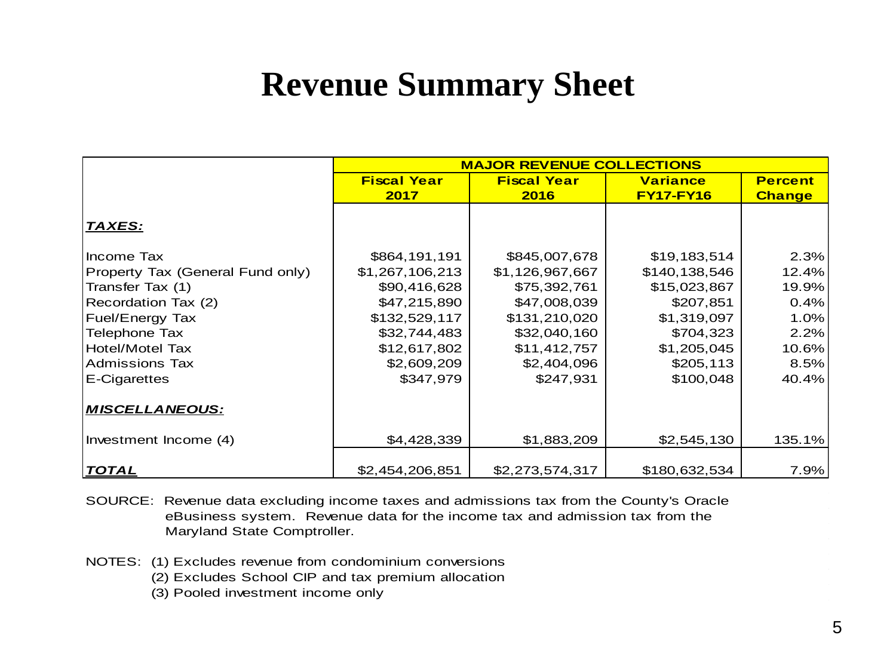# Revenue Summary Sheet

| | MAJOR REVENUE COLLECTIONS | | | |
|---|---|---|---|---|
| | **Fiscal Year 2017** | **Fiscal Year 2016** | **Variance FY17-FY16** | **Percent Change** |
| ***TAXES:*** | | | | |
| Income Tax | $864,191,191 | $845,007,678 | $19,183,514 | 2.3% |
| Property Tax (General Fund only) | $1,267,106,213 | $1,126,967,667 | $140,138,546 | 12.4% |
| Transfer Tax (1) | $90,416,628 | $75,392,761 | $15,023,867 | 19.9% |
| Recordation Tax (2) | $47,215,890 | $47,008,039 | $207,851 | 0.4% |
| Fuel/Energy Tax | $132,529,117 | $131,210,020 | $1,319,097 | 1.0% |
| Telephone Tax | $32,744,483 | $32,040,160 | $704,323 | 2.2% |
| Hotel/Motel Tax | $12,617,802 | $11,412,757 | $1,205,045 | 10.6% |
| Admissions Tax | $2,609,209 | $2,404,096 | $205,113 | 8.5% |
| E-Cigarettes | $347,979 | $247,931 | $100,048 | 40.4% |
| ***MISCELLANEOUS:*** | | | | |
| Investment Income (4) | $4,428,339 | $1,883,209 | $2,545,130 | 135.1% |
| ***TOTAL*** | $2,454,206,851 | $2,273,574,317 | $180,632,534 | 7.9% |

SOURCE: Revenue data excluding income taxes and admissions tax from the County's Oracle eBusiness system. Revenue data for the income tax and admission tax from the Maryland State Comptroller.

NOTES: (1) Excludes revenue from condominium conversions
(2) Excludes School CIP and tax premium allocation
(3) Pooled investment income only